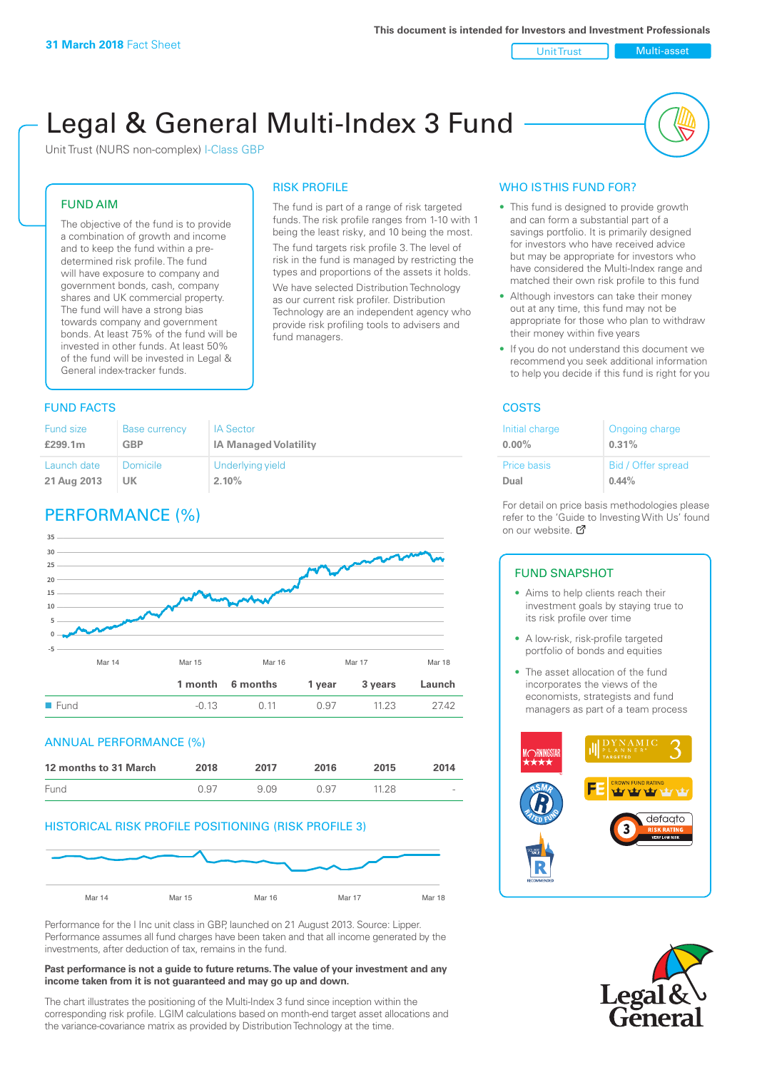31 March 2018 Fact Sheet

This document is intended for Investors and Investment Professionals

Unit Trust | Multi-asset

# Legal & General Multi-Index 3 Fund

Unit Trust (NURS non-complex) I-Class GBP

## FUND AIM

The objective of the fund is to provide a combination of growth and income and to keep the fund within a pre-determined risk profile. The fund will have exposure to company and government bonds, cash, company shares and UK commercial property. The fund will have a strong bias towards company and government bonds. At least 75% of the fund will be invested in other funds. At least 50% of the fund will be invested in Legal & General index-tracker funds.

## RISK PROFILE

The fund is part of a range of risk targeted funds. The risk profile ranges from 1-10 with 1 being the least risky, and 10 being the most.

The fund targets risk profile 3. The level of risk in the fund is managed by restricting the types and proportions of the assets it holds.

We have selected Distribution Technology as our current risk profiler. Distribution Technology are an independent agency who provide risk profiling tools to advisers and fund managers.

## WHO IS THIS FUND FOR?

- This fund is designed to provide growth and can form a substantial part of a savings portfolio. It is primarily designed for investors who have received advice but may be appropriate for investors who have considered the Multi-Index range and matched their own risk profile to this fund
- Although investors can take their money out at any time, this fund may not be appropriate for those who plan to withdraw their money within five years
- If you do not understand this document we recommend you seek additional information to help you decide if this fund is right for you

## FUND FACTS

| Fund size | Base currency | IA Sector |
|---|---|---|
| £299.1m | GBP | IA Managed Volatility |
| **Launch date** | **Domicile** | **Underlying yield** |
| 21 Aug 2013 | UK | 2.10% |

## COSTS

| Initial charge | Ongoing charge |
|---|---|
| 0.00% | 0.31% |
| **Price basis** | **Bid / Offer spread** |
| Dual | 0.44% |

For detail on price basis methodologies please refer to the 'Guide to Investing With Us' found on our website.

## PERFORMANCE (%)

| | 1 month | 6 months | 1 year | 3 years | Launch |
|---|---|---|---|---|---|
| Fund | -0.13 | 0.11 | 0.97 | 11.23 | 27.42 |

## ANNUAL PERFORMANCE (%)

| 12 months to 31 March | 2018 | 2017 | 2016 | 2015 | 2014 |
|---|---|---|---|---|---|
| Fund | 0.97 | 9.09 | 0.97 | 11.28 | - |

## HISTORICAL RISK PROFILE POSITIONING (RISK PROFILE 3)

## FUND SNAPSHOT

- Aims to help clients reach their investment goals by staying true to its risk profile over time
- A low-risk, risk-profile targeted portfolio of bonds and equities
- The asset allocation of the fund incorporates the views of the economists, strategists and fund managers as part of a team process

Performance for the I Inc unit class in GBP, launched on 21 August 2013. Source: Lipper. Performance assumes all fund charges have been taken and that all income generated by the investments, after deduction of tax, remains in the fund.

**Past performance is not a guide to future returns. The value of your investment and any income taken from it is not guaranteed and may go up and down.**

The chart illustrates the positioning of the Multi-Index 3 fund since inception within the corresponding risk profile. LGIM calculations based on month-end target asset allocations and the variance-covariance matrix as provided by Distribution Technology at the time.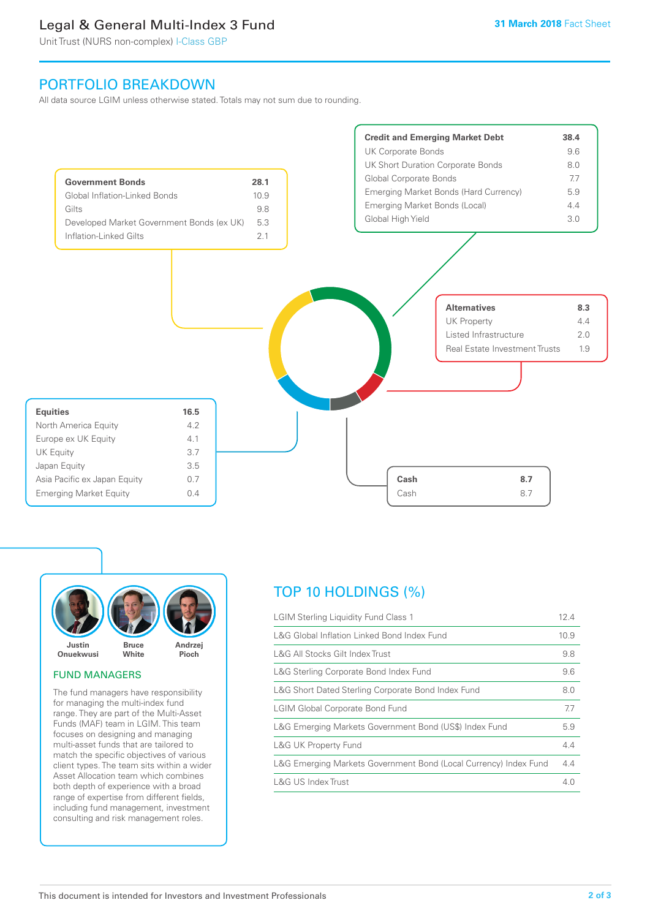## PORTFOLIO BREAKDOWN

All data source LGIM unless otherwise stated. Totals may not sum due to rounding.

| Government Bonds | 28.1 |
|---|---|
| Global Inflation-Linked Bonds | 10.9 |
| Gilts | 9.8 |
| Developed Market Government Bonds (ex UK) | 5.3 |
| Inflation-Linked Gilts | 2.1 |

| Credit and Emerging Market Debt | 38.4 |
|---|---|
| UK Corporate Bonds | 9.6 |
| UK Short Duration Corporate Bonds | 8.0 |
| Global Corporate Bonds | 7.7 |
| Emerging Market Bonds (Hard Currency) | 5.9 |
| Emerging Market Bonds (Local) | 4.4 |
| Global High Yield | 3.0 |

| Alternatives | 8.3 |
|---|---|
| UK Property | 4.4 |
| Listed Infrastructure | 2.0 |
| Real Estate Investment Trusts | 1.9 |

| Equities | 16.5 |
|---|---|
| North America Equity | 4.2 |
| Europe ex UK Equity | 4.1 |
| UK Equity | 3.7 |
| Japan Equity | 3.5 |
| Asia Pacific ex Japan Equity | 0.7 |
| Emerging Market Equity | 0.4 |

| Cash | 8.7 |
|---|---|
| Cash | 8.7 |

Justin Onuekwusi, Bruce White, Andrzej Pioch

### FUND MANAGERS

The fund managers have responsibility for managing the multi-index fund range. They are part of the Multi-Asset Funds (MAF) team in LGIM. This team focuses on designing and managing multi-asset funds that are tailored to match the specific objectives of various client types. The team sits within a wider Asset Allocation team which combines both depth of experience with a broad range of expertise from different fields, including fund management, investment consulting and risk management roles.

## TOP 10 HOLDINGS (%)

| Holding | % |
|---|---|
| LGIM Sterling Liquidity Fund Class 1 | 12.4 |
| L&G Global Inflation Linked Bond Index Fund | 10.9 |
| L&G All Stocks Gilt Index Trust | 9.8 |
| L&G Sterling Corporate Bond Index Fund | 9.6 |
| L&G Short Dated Sterling Corporate Bond Index Fund | 8.0 |
| LGIM Global Corporate Bond Fund | 7.7 |
| L&G Emerging Markets Government Bond (US$) Index Fund | 5.9 |
| L&G UK Property Fund | 4.4 |
| L&G Emerging Markets Government Bond (Local Currency) Index Fund | 4.4 |
| L&G US Index Trust | 4.0 |

This document is intended for Investors and Investment Professionals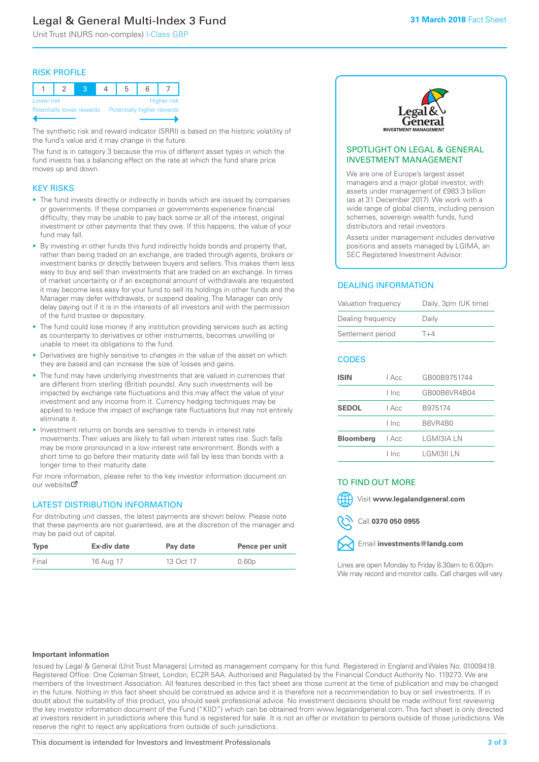# Legal & General Multi-Index 3 Fund

Unit Trust (NURS non-complex) I-Class GBP

31 March 2018 Fact Sheet

## RISK PROFILE

| 1 | 2 | 3 | 4 | 5 | 6 | 7 |
|---|---|---|---|---|---|---|

Lower risk — Higher risk

Potentially lower rewards — Potentially higher rewards

The synthetic risk and reward indicator (SRRI) is based on the historic volatility of the fund's value and it may change in the future.

The fund is in category 3 because the mix of different asset types in which the fund invests has a balancing effect on the rate at which the fund share price moves up and down.

## KEY RISKS

- The fund invests directly or indirectly in bonds which are issued by companies or governments. If these companies or governments experience financial difficulty, they may be unable to pay back some or all of the interest, original investment or other payments that they owe. If this happens, the value of your fund may fall.
- By investing in other funds this fund indirectly holds bonds and property that, rather than being traded on an exchange, are traded through agents, brokers or investment banks or directly between buyers and sellers. This makes them less easy to buy and sell than investments that are traded on an exchange. In times of market uncertainty or if an exceptional amount of withdrawals are requested it may become less easy for your fund to sell its holdings in other funds and the Manager may defer withdrawals, or suspend dealing. The Manager can only delay paying out if it is in the interests of all investors and with the permission of the fund trustee or depositary.
- The fund could lose money if any institution providing services such as acting as counterparty to derivatives or other instruments, becomes unwilling or unable to meet its obligations to the fund.
- Derivatives are highly sensitive to changes in the value of the asset on which they are based and can increase the size of losses and gains.
- The fund may have underlying investments that are valued in currencies that are different from sterling (British pounds). Any such investments will be impacted by exchange rate fluctuations and this may affect the value of your investment and any income from it. Currency hedging techniques may be applied to reduce the impact of exchange rate fluctuations but may not entirely eliminate it.
- Investment returns on bonds are sensitive to trends in interest rate movements. Their values are likely to fall when interest rates rise. Such falls may be more pronounced in a low interest rate environment. Bonds with a short time to go before their maturity date will fall by less than bonds with a longer time to their maturity date.

For more information, please refer to the key investor information document on our website

## LATEST DISTRIBUTION INFORMATION

For distributing unit classes, the latest payments are shown below. Please note that these payments are not guaranteed, are at the discretion of the manager and may be paid out of capital.

| Type | Ex-div date | Pay date | Pence per unit |
|---|---|---|---|
| Final | 16 Aug 17 | 13 Oct 17 | 0.60p |

## SPOTLIGHT ON LEGAL & GENERAL INVESTMENT MANAGEMENT

We are one of Europe's largest asset managers and a major global investor, with assets under management of £983.3 billion (as at 31 December 2017). We work with a wide range of global clients, including pension schemes, sovereign wealth funds, fund distributors and retail investors.

Assets under management includes derivative positions and assets managed by LGIMA, an SEC Registered Investment Advisor.

## DEALING INFORMATION

| | |
|---|---|
| Valuation frequency | Daily, 3pm (UK time) |
| Dealing frequency | Daily |
| Settlement period | T+4 |

## CODES

| | | |
|---|---|---|
| **ISIN** | I Acc | GB00B9751744 |
| | I Inc | GB00B6VR4B04 |
| **SEDOL** | I Acc | B975174 |
| | I Inc | B6VR4B0 |
| **Bloomberg** | I Acc | LGMI3IA LN |
| | I Inc | LGMI3II LN |

## TO FIND OUT MORE

Visit **www.legalandgeneral.com**

Call **0370 050 0955**

Email **investments@landg.com**

Lines are open Monday to Friday 8.30am to 6.00pm. We may record and monitor calls. Call charges will vary.

**Important information**

Issued by Legal & General (Unit Trust Managers) Limited as management company for this fund. Registered in England and Wales No. 01009418. Registered Office: One Coleman Street, London, EC2R 5AA. Authorised and Regulated by the Financial Conduct Authority No. 119273. We are members of the Investment Association. All features described in this fact sheet are those current at the time of publication and may be changed in the future. Nothing in this fact sheet should be construed as advice and it is therefore not a recommendation to buy or sell investments. If in doubt about the suitability of this product, you should seek professional advice. No investment decisions should be made without first reviewing the key investor information document of the Fund ("KIID") which can be obtained from www.legalandgeneral.com. This fact sheet is only directed at investors resident in jurisdictions where this fund is registered for sale. It is not an offer or invitation to persons outside of those jurisdictions. We reserve the right to reject any applications from outside of such jurisdictions.

This document is intended for Investors and Investment Professionals